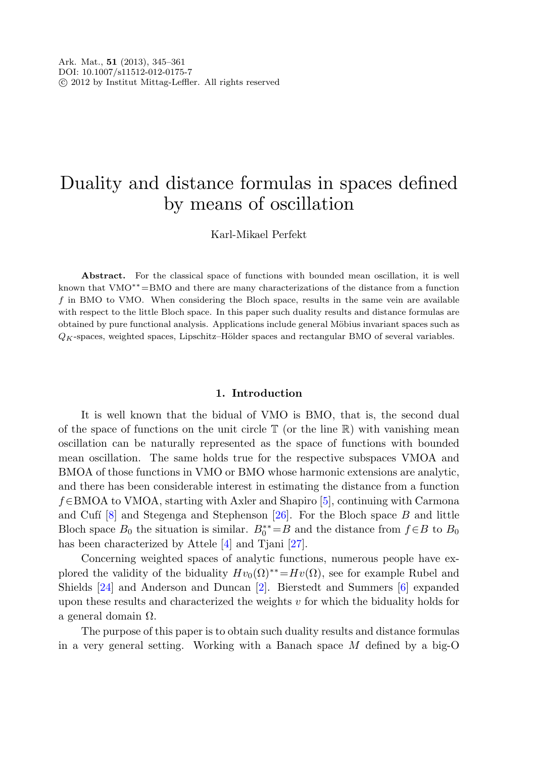# Duality and distance formulas in spaces defined by means of oscillation

Karl-Mikael Perfekt

**Abstract.** For the classical space of functions with bounded mean oscillation, it is well known that $\text{VMO}^{**}=\text{BMO}$ and there are many characterizations of the distance from a function $f$ in BMO to VMO. When considering the Bloch space, results in the same vein are available with respect to the little Bloch space. In this paper such duality results and distance formulas are obtained by pure functional analysis. Applications include general Möbius invariant spaces such as $Q_K$-spaces, weighted spaces, Lipschitz–Hölder spaces and rectangular BMO of several variables.

## 1. Introduction

It is well known that the bidual of VMO is BMO, that is, the second dual of the space of functions on the unit circle $\mathbb{T}$ (or the line $\mathbb{R}$) with vanishing mean oscillation can be naturally represented as the space of functions with bounded mean oscillation. The same holds true for the respective subspaces VMOA and BMOA of those functions in VMO or BMO whose harmonic extensions are analytic, and there has been considerable interest in estimating the distance from a function $f \in \text{BMOA}$ to VMOA, starting with Axler and Shapiro [5], continuing with Carmona and Cufí [8] and Stegenga and Stephenson [26]. For the Bloch space $B$ and little Bloch space $B_0$ the situation is similar. $B_0^{**}=B$ and the distance from $f \in B$ to $B_0$ has been characterized by Attele [4] and Tjani [27].

Concerning weighted spaces of analytic functions, numerous people have explored the validity of the biduality $Hv_0(\Omega)^{**}=Hv(\Omega)$, see for example Rubel and Shields [24] and Anderson and Duncan [2]. Bierstedt and Summers [6] expanded upon these results and characterized the weights $v$ for which the biduality holds for a general domain $\Omega$.

The purpose of this paper is to obtain such duality results and distance formulas in a very general setting. Working with a Banach space $M$ defined by a big-O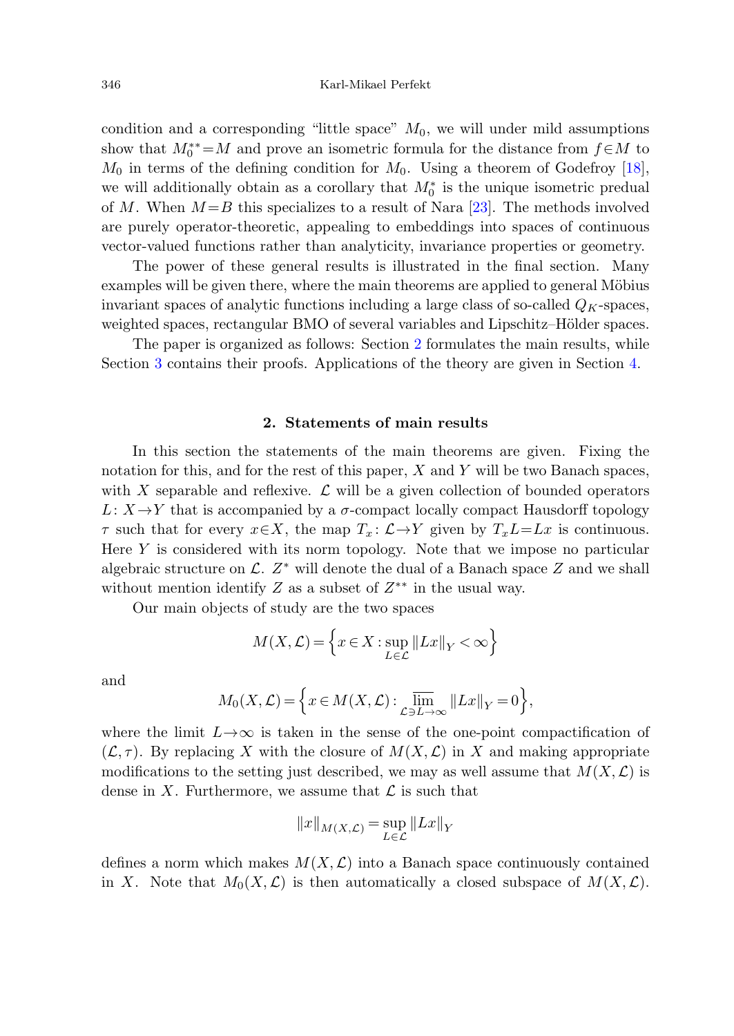condition and a corresponding "little space" $M_0$, we will under mild assumptions show that $M_0^{**}=M$ and prove an isometric formula for the distance from $f \in M$ to $M_0$ in terms of the defining condition for $M_0$. Using a theorem of Godefroy [18], we will additionally obtain as a corollary that $M_0^*$ is the unique isometric predual of $M$. When $M=B$ this specializes to a result of Nara [23]. The methods involved are purely operator-theoretic, appealing to embeddings into spaces of continuous vector-valued functions rather than analyticity, invariance properties or geometry.

The power of these general results is illustrated in the final section. Many examples will be given there, where the main theorems are applied to general Möbius invariant spaces of analytic functions including a large class of so-called $Q_K$-spaces, weighted spaces, rectangular BMO of several variables and Lipschitz–Hölder spaces.

The paper is organized as follows: Section 2 formulates the main results, while Section 3 contains their proofs. Applications of the theory are given in Section 4.

## 2. Statements of main results

In this section the statements of the main theorems are given. Fixing the notation for this, and for the rest of this paper, $X$ and $Y$ will be two Banach spaces, with $X$ separable and reflexive. $\mathcal{L}$ will be a given collection of bounded operators $L\colon X \to Y$ that is accompanied by a $\sigma$-compact locally compact Hausdorff topology $\tau$ such that for every $x \in X$, the map $T_x\colon \mathcal{L} \to Y$ given by $T_x L = Lx$ is continuous. Here $Y$ is considered with its norm topology. Note that we impose no particular algebraic structure on $\mathcal{L}$. $Z^*$ will denote the dual of a Banach space $Z$ and we shall without mention identify $Z$ as a subset of $Z^{**}$ in the usual way.

Our main objects of study are the two spaces

$$M(X, \mathcal{L}) = \Big\{ x \in X : \sup_{L \in \mathcal{L}} \|Lx\|_Y < \infty \Big\}$$

and

$$M_0(X, \mathcal{L}) = \Big\{ x \in M(X, \mathcal{L}) : \varlimsup_{\mathcal{L} \ni L \to \infty} \|Lx\|_Y = 0 \Big\},$$

where the limit $L \to \infty$ is taken in the sense of the one-point compactification of $(\mathcal{L}, \tau)$. By replacing $X$ with the closure of $M(X, \mathcal{L})$ in $X$ and making appropriate modifications to the setting just described, we may as well assume that $M(X, \mathcal{L})$ is dense in $X$. Furthermore, we assume that $\mathcal{L}$ is such that

$$\|x\|_{M(X, \mathcal{L})} = \sup_{L \in \mathcal{L}} \|Lx\|_Y$$

defines a norm which makes $M(X, \mathcal{L})$ into a Banach space continuously contained in $X$. Note that $M_0(X, \mathcal{L})$ is then automatically a closed subspace of $M(X, \mathcal{L})$.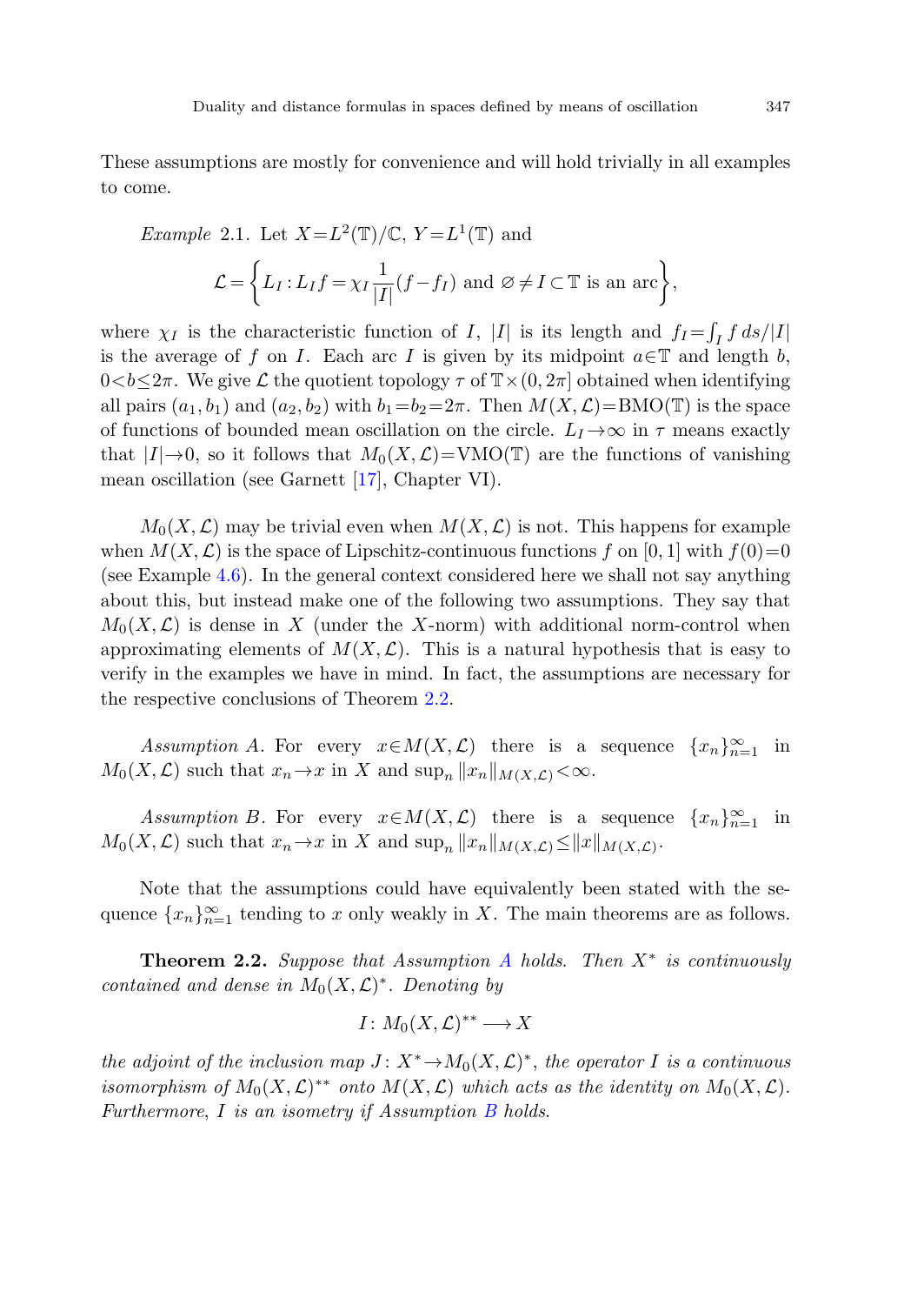These assumptions are mostly for convenience and will hold trivially in all examples to come.

*Example* 2.1. Let $X=L^2(\mathbb{T})/\mathbb{C}$, $Y=L^1(\mathbb{T})$ and

$$\mathcal{L}=\left\{L_I : L_I f=\chi_I \frac{1}{|I|}(f-f_I) \text{ and } \varnothing \neq I\subset \mathbb{T} \text{ is an arc}\right\},$$

where $\chi_I$ is the characteristic function of $I$, $|I|$ is its length and $f_I=\int_I f\,ds/|I|$ is the average of $f$ on $I$. Each arc $I$ is given by its midpoint $a\in\mathbb{T}$ and length $b$, $0<b\leq 2\pi$. We give $\mathcal{L}$ the quotient topology $\tau$ of $\mathbb{T}\times(0,2\pi]$ obtained when identifying all pairs $(a_1,b_1)$ and $(a_2,b_2)$ with $b_1=b_2=2\pi$. Then $M(X,\mathcal{L})=\mathrm{BMO}(\mathbb{T})$ is the space of functions of bounded mean oscillation on the circle. $L_I\to\infty$ in $\tau$ means exactly that $|I|\to 0$, so it follows that $M_0(X,\mathcal{L})=\mathrm{VMO}(\mathbb{T})$ are the functions of vanishing mean oscillation (see Garnett [17], Chapter VI).

$M_0(X,\mathcal{L})$ may be trivial even when $M(X,\mathcal{L})$ is not. This happens for example when $M(X,\mathcal{L})$ is the space of Lipschitz-continuous functions $f$ on $[0,1]$ with $f(0)=0$ (see Example 4.6). In the general context considered here we shall not say anything about this, but instead make one of the following two assumptions. They say that $M_0(X,\mathcal{L})$ is dense in $X$ (under the $X$-norm) with additional norm-control when approximating elements of $M(X,\mathcal{L})$. This is a natural hypothesis that is easy to verify in the examples we have in mind. In fact, the assumptions are necessary for the respective conclusions of Theorem 2.2.

*Assumption A.* For every $x\in M(X,\mathcal{L})$ there is a sequence $\{x_n\}_{n=1}^\infty$ in $M_0(X,\mathcal{L})$ such that $x_n\to x$ in $X$ and $\sup_n \|x_n\|_{M(X,\mathcal{L})}<\infty$.

*Assumption B.* For every $x\in M(X,\mathcal{L})$ there is a sequence $\{x_n\}_{n=1}^\infty$ in $M_0(X,\mathcal{L})$ such that $x_n\to x$ in $X$ and $\sup_n \|x_n\|_{M(X,\mathcal{L})}\leq \|x\|_{M(X,\mathcal{L})}$.

Note that the assumptions could have equivalently been stated with the sequence $\{x_n\}_{n=1}^\infty$ tending to $x$ only weakly in $X$. The main theorems are as follows.

**Theorem 2.2.** *Suppose that Assumption A holds. Then $X^*$ is continuously contained and dense in $M_0(X,\mathcal{L})^*$. Denoting by*

$$I\colon M_0(X,\mathcal{L})^{**}\longrightarrow X$$

*the adjoint of the inclusion map $J\colon X^*\to M_0(X,\mathcal{L})^*$, the operator $I$ is a continuous isomorphism of $M_0(X,\mathcal{L})^{**}$ onto $M(X,\mathcal{L})$ which acts as the identity on $M_0(X,\mathcal{L})$. Furthermore, $I$ is an isometry if Assumption B holds.*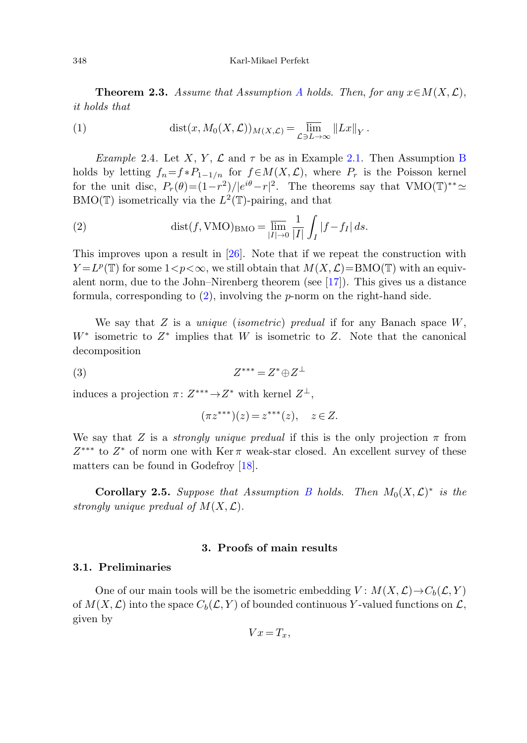**Theorem 2.3.** *Assume that Assumption A holds. Then, for any $x \in M(X, \mathcal{L})$, it holds that*

$$\operatorname{dist}(x, M_0(X, \mathcal{L}))_{M(X,\mathcal{L})} = \varlimsup_{\mathcal{L} \ni L \to \infty} \|Lx\|_Y. \tag{1}$$

*Example* 2.4. Let $X$, $Y$, $\mathcal{L}$ and $\tau$ be as in Example 2.1. Then Assumption B holds by letting $f_n = f * P_{1-1/n}$ for $f \in M(X, \mathcal{L})$, where $P_r$ is the Poisson kernel for the unit disc, $P_r(\theta) = (1-r^2)/|e^{i\theta} - r|^2$. The theorems say that $\mathrm{VMO}(\mathbb{T})^{**} \simeq \mathrm{BMO}(\mathbb{T})$ isometrically via the $L^2(\mathbb{T})$-pairing, and that

$$\operatorname{dist}(f, \mathrm{VMO})_{\mathrm{BMO}} = \varlimsup_{|I| \to 0} \frac{1}{|I|} \int_I |f - f_I| \, ds. \tag{2}$$

This improves upon a result in [26]. Note that if we repeat the construction with $Y = L^p(\mathbb{T})$ for some $1 < p < \infty$, we still obtain that $M(X, \mathcal{L}) = \mathrm{BMO}(\mathbb{T})$ with an equivalent norm, due to the John–Nirenberg theorem (see [17]). This gives us a distance formula, corresponding to (2), involving the $p$-norm on the right-hand side.

We say that $Z$ is a *unique* (*isometric*) *predual* if for any Banach space $W$, $W^*$ isometric to $Z^*$ implies that $W$ is isometric to $Z$. Note that the canonical decomposition

$$Z^{***} = Z^* \oplus Z^{\perp} \tag{3}$$

induces a projection $\pi \colon Z^{***} \to Z^*$ with kernel $Z^{\perp}$,

$$(\pi z^{***})(z) = z^{***}(z), \quad z \in Z.$$

We say that $Z$ is a *strongly unique predual* if this is the only projection $\pi$ from $Z^{***}$ to $Z^*$ of norm one with $\operatorname{Ker} \pi$ weak-star closed. An excellent survey of these matters can be found in Godefroy [18].

**Corollary 2.5.** *Suppose that Assumption B holds. Then $M_0(X, \mathcal{L})^*$ is the strongly unique predual of $M(X, \mathcal{L})$.*

## 3. Proofs of main results

### 3.1. Preliminaries

One of our main tools will be the isometric embedding $V \colon M(X, \mathcal{L}) \to C_b(\mathcal{L}, Y)$ of $M(X, \mathcal{L})$ into the space $C_b(\mathcal{L}, Y)$ of bounded continuous $Y$-valued functions on $\mathcal{L}$, given by

$$Vx = T_x,$$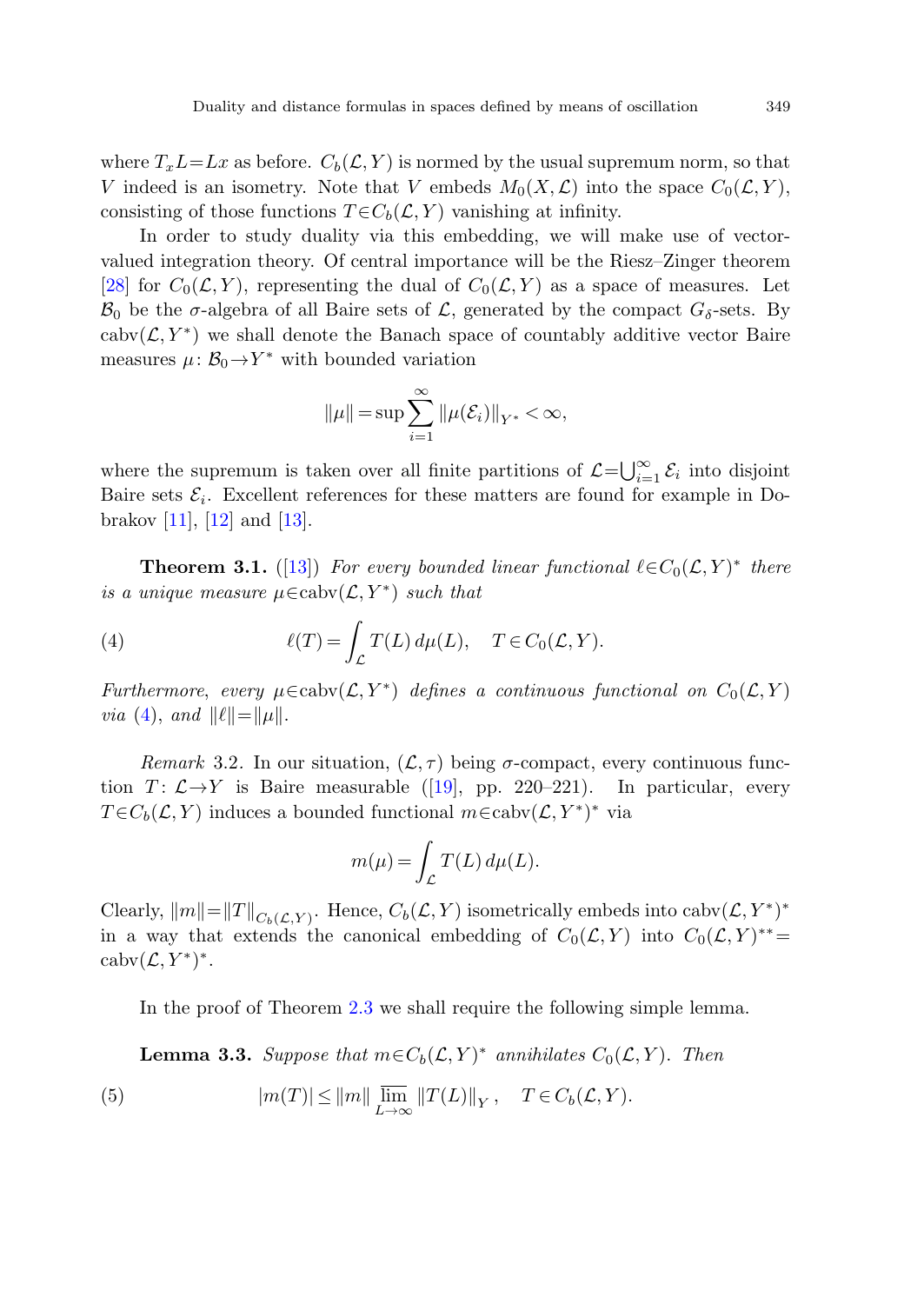where $T_x L = Lx$ as before. $C_b(\mathcal{L}, Y)$ is normed by the usual supremum norm, so that $V$ indeed is an isometry. Note that $V$ embeds $M_0(X, \mathcal{L})$ into the space $C_0(\mathcal{L}, Y)$, consisting of those functions $T \in C_b(\mathcal{L}, Y)$ vanishing at infinity.

In order to study duality via this embedding, we will make use of vector-valued integration theory. Of central importance will be the Riesz–Zinger theorem [28] for $C_0(\mathcal{L}, Y)$, representing the dual of $C_0(\mathcal{L}, Y)$ as a space of measures. Let $\mathcal{B}_0$ be the $\sigma$-algebra of all Baire sets of $\mathcal{L}$, generated by the compact $G_\delta$-sets. By $\operatorname{cabv}(\mathcal{L}, Y^*)$ we shall denote the Banach space of countably additive vector Baire measures $\mu\colon \mathcal{B}_0 \to Y^*$ with bounded variation

$$\|\mu\| = \sup \sum_{i=1}^{\infty} \|\mu(\mathcal{E}_i)\|_{Y^*} < \infty,$$

where the supremum is taken over all finite partitions of $\mathcal{L} = \bigcup_{i=1}^{\infty} \mathcal{E}_i$ into disjoint Baire sets $\mathcal{E}_i$. Excellent references for these matters are found for example in Dobrakov [11], [12] and [13].

**Theorem 3.1.** ([13]) *For every bounded linear functional $\ell \in C_0(\mathcal{L}, Y)^*$ there is a unique measure $\mu \in \operatorname{cabv}(\mathcal{L}, Y^*)$ such that*

$$\ell(T) = \int_{\mathcal{L}} T(L)\, d\mu(L), \quad T \in C_0(\mathcal{L}, Y). \tag{4}$$

*Furthermore, every $\mu \in \operatorname{cabv}(\mathcal{L}, Y^*)$ defines a continuous functional on $C_0(\mathcal{L}, Y)$ via (4), and $\|\ell\| = \|\mu\|$.*

*Remark* 3.2. In our situation, $(\mathcal{L}, \tau)$ being $\sigma$-compact, every continuous function $T\colon \mathcal{L} \to Y$ is Baire measurable ([19], pp. 220–221). In particular, every $T \in C_b(\mathcal{L}, Y)$ induces a bounded functional $m \in \operatorname{cabv}(\mathcal{L}, Y^*)^*$ via

$$m(\mu) = \int_{\mathcal{L}} T(L)\, d\mu(L).$$

Clearly, $\|m\| = \|T\|_{C_b(\mathcal{L}, Y)}$. Hence, $C_b(\mathcal{L}, Y)$ isometrically embeds into $\operatorname{cabv}(\mathcal{L}, Y^*)^*$ in a way that extends the canonical embedding of $C_0(\mathcal{L}, Y)$ into $C_0(\mathcal{L}, Y)^{**} = \operatorname{cabv}(\mathcal{L}, Y^*)^*$.

In the proof of Theorem 2.3 we shall require the following simple lemma.

**Lemma 3.3.** *Suppose that $m \in C_b(\mathcal{L}, Y)^*$ annihilates $C_0(\mathcal{L}, Y)$. Then*

$$|m(T)| \le \|m\| \varlimsup_{L \to \infty} \|T(L)\|_Y, \quad T \in C_b(\mathcal{L}, Y). \tag{5}$$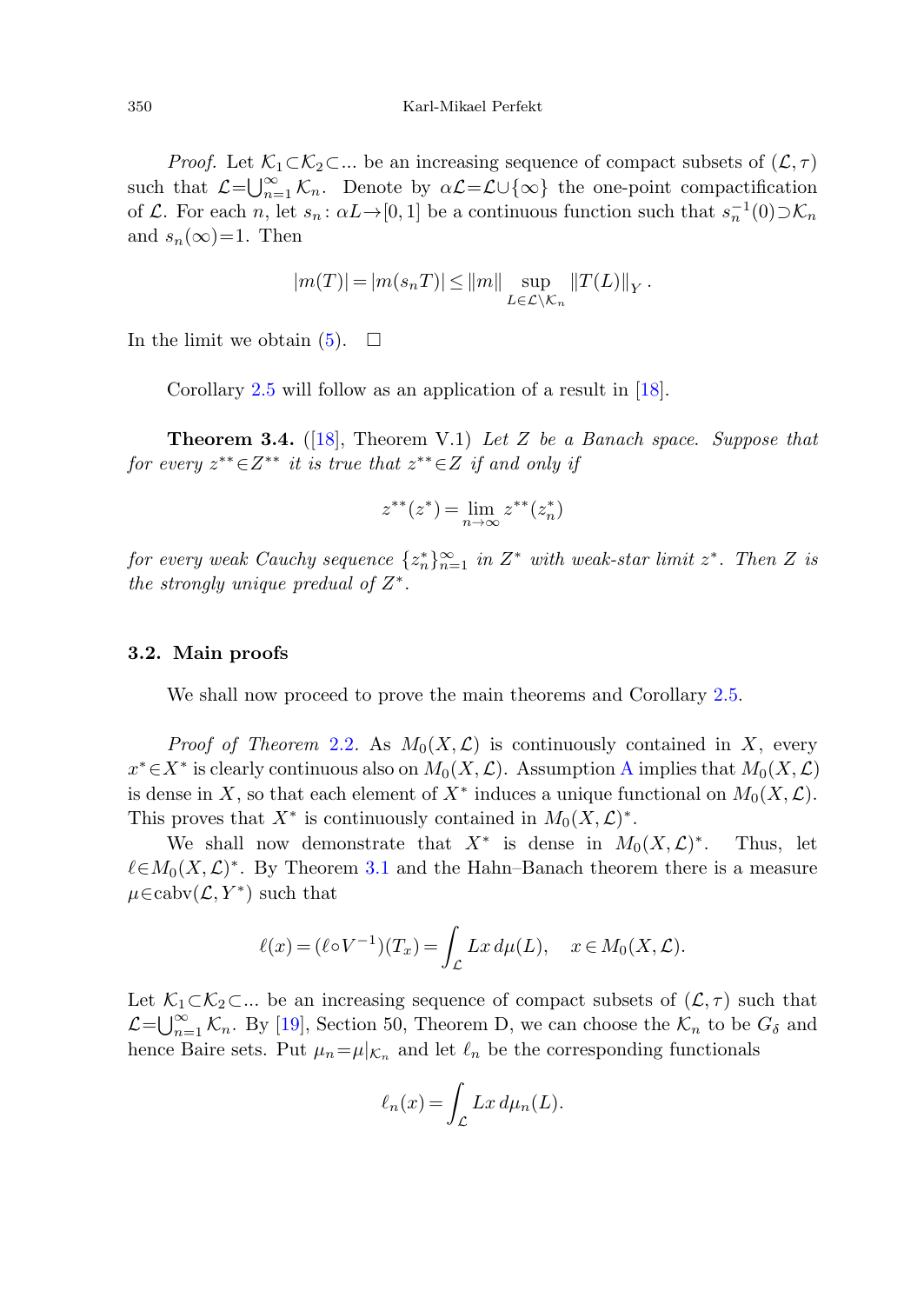*Proof.* Let $\mathcal{K}_1 \subset \mathcal{K}_2 \subset \ldots$ be an increasing sequence of compact subsets of $(\mathcal{L}, \tau)$ such that $\mathcal{L} = \bigcup_{n=1}^{\infty} \mathcal{K}_n$. Denote by $\alpha\mathcal{L} = \mathcal{L} \cup \{\infty\}$ the one-point compactification of $\mathcal{L}$. For each $n$, let $s_n \colon \alpha L \to [0,1]$ be a continuous function such that $s_n^{-1}(0) \supset \mathcal{K}_n$ and $s_n(\infty) = 1$. Then

$$|m(T)| = |m(s_n T)| \leq \|m\| \sup_{L \in \mathcal{L} \setminus \mathcal{K}_n} \|T(L)\|_Y .$$

In the limit we obtain (5). $\square$

Corollary 2.5 will follow as an application of a result in [18].

**Theorem 3.4.** ([18], Theorem V.1) *Let $Z$ be a Banach space. Suppose that for every $z^{**} \in Z^{**}$ it is true that $z^{**} \in Z$ if and only if*

$$z^{**}(z^*) = \lim_{n \to \infty} z^{**}(z_n^*)$$

*for every weak Cauchy sequence $\{z_n^*\}_{n=1}^{\infty}$ in $Z^*$ with weak-star limit $z^*$. Then $Z$ is the strongly unique predual of $Z^*$.*

### 3.2. Main proofs

We shall now proceed to prove the main theorems and Corollary 2.5.

*Proof of Theorem* 2.2. As $M_0(X, \mathcal{L})$ is continuously contained in $X$, every $x^* \in X^*$ is clearly continuous also on $M_0(X, \mathcal{L})$. Assumption A implies that $M_0(X, \mathcal{L})$ is dense in $X$, so that each element of $X^*$ induces a unique functional on $M_0(X, \mathcal{L})$. This proves that $X^*$ is continuously contained in $M_0(X, \mathcal{L})^*$.

We shall now demonstrate that $X^*$ is dense in $M_0(X, \mathcal{L})^*$. Thus, let $\ell \in M_0(X, \mathcal{L})^*$. By Theorem 3.1 and the Hahn–Banach theorem there is a measure $\mu \in \mathrm{cabv}(\mathcal{L}, Y^*)$ such that

$$\ell(x) = (\ell \circ V^{-1})(T_x) = \int_{\mathcal{L}} Lx \, d\mu(L), \quad x \in M_0(X, \mathcal{L}).$$

Let $\mathcal{K}_1 \subset \mathcal{K}_2 \subset \ldots$ be an increasing sequence of compact subsets of $(\mathcal{L}, \tau)$ such that $\mathcal{L} = \bigcup_{n=1}^{\infty} \mathcal{K}_n$. By [19], Section 50, Theorem D, we can choose the $\mathcal{K}_n$ to be $G_\delta$ and hence Baire sets. Put $\mu_n = \mu|_{\mathcal{K}_n}$ and let $\ell_n$ be the corresponding functionals

$$\ell_n(x) = \int_{\mathcal{L}} Lx \, d\mu_n(L).$$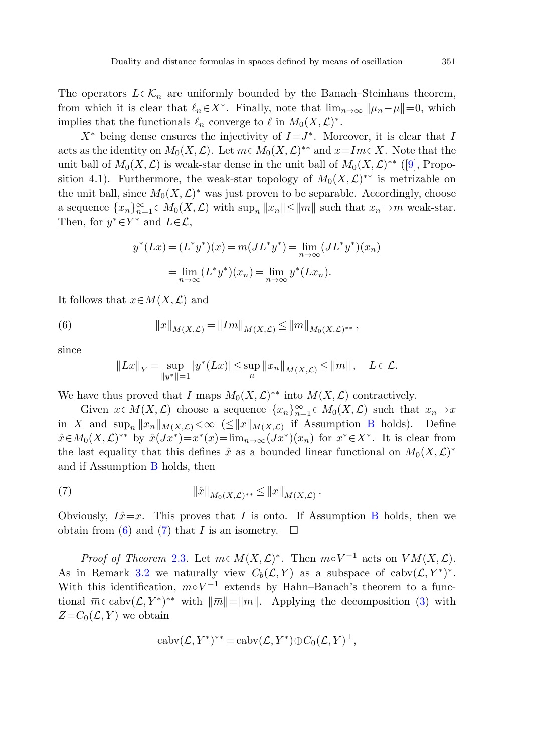The operators $L\in\mathcal{K}_n$ are uniformly bounded by the Banach–Steinhaus theorem, from which it is clear that $\ell_n\in X^*$. Finally, note that $\lim_{n\to\infty}\|\mu_n-\mu\|=0$, which implies that the functionals $\ell_n$ converge to $\ell$ in $M_0(X,\mathcal{L})^*$.

$X^*$ being dense ensures the injectivity of $I=J^*$. Moreover, it is clear that $I$ acts as the identity on $M_0(X,\mathcal{L})$. Let $m\in M_0(X,\mathcal{L})^{**}$ and $x=Im\in X$. Note that the unit ball of $M_0(X,\mathcal{L})$ is weak-star dense in the unit ball of $M_0(X,\mathcal{L})^{**}$ ([9], Proposition 4.1). Furthermore, the weak-star topology of $M_0(X,\mathcal{L})^{**}$ is metrizable on the unit ball, since $M_0(X,\mathcal{L})^*$ was just proven to be separable. Accordingly, choose a sequence $\{x_n\}_{n=1}^\infty\subset M_0(X,\mathcal{L})$ with $\sup_n\|x_n\|\le\|m\|$ such that $x_n\to m$ weak-star. Then, for $y^*\in Y^*$ and $L\in\mathcal{L}$,

$$
\begin{aligned}
y^*(Lx)=(L^*y^*)(x)=m(JL^*y^*)&=\lim_{n\to\infty}(JL^*y^*)(x_n)\\
&=\lim_{n\to\infty}(L^*y^*)(x_n)=\lim_{n\to\infty}y^*(Lx_n).
\end{aligned}
$$

It follows that $x\in M(X,\mathcal{L})$ and

$$
\|x\|_{M(X,\mathcal{L})}=\|Im\|_{M(X,\mathcal{L})}\le\|m\|_{M_0(X,\mathcal{L})^{**}}, \tag{6}
$$

since

$$
\|Lx\|_Y=\sup_{\|y^*\|=1}|y^*(Lx)|\le\sup_n\|x_n\|_{M(X,\mathcal{L})}\le\|m\|,\quad L\in\mathcal{L}.
$$

We have thus proved that $I$ maps $M_0(X,\mathcal{L})^{**}$ into $M(X,\mathcal{L})$ contractively.

Given $x\in M(X,\mathcal{L})$ choose a sequence $\{x_n\}_{n=1}^\infty\subset M_0(X,\mathcal{L})$ such that $x_n\to x$ in $X$ and $\sup_n\|x_n\|_{M(X,\mathcal{L})}<\infty$ ($\le\|x\|_{M(X,\mathcal{L})}$ if Assumption B holds). Define $\hat{x}\in M_0(X,\mathcal{L})^{**}$ by $\hat{x}(Jx^*)=x^*(x)=\lim_{n\to\infty}(Jx^*)(x_n)$ for $x^*\in X^*$. It is clear from the last equality that this defines $\hat{x}$ as a bounded linear functional on $M_0(X,\mathcal{L})^*$ and if Assumption B holds, then

$$
\|\hat{x}\|_{M_0(X,\mathcal{L})^{**}}\le\|x\|_{M(X,\mathcal{L})}. \tag{7}
$$

Obviously, $I\hat{x}=x$. This proves that $I$ is onto. If Assumption B holds, then we obtain from (6) and (7) that $I$ is an isometry. $\square$

*Proof of Theorem* 2.3. Let $m\in M(X,\mathcal{L})^*$. Then $m\circ V^{-1}$ acts on $VM(X,\mathcal{L})$. As in Remark 3.2 we naturally view $C_b(\mathcal{L},Y)$ as a subspace of $\operatorname{cabv}(\mathcal{L},Y^*)^*$. With this identification, $m\circ V^{-1}$ extends by Hahn–Banach's theorem to a functional $\overline{m}\in\operatorname{cabv}(\mathcal{L},Y^*)^{**}$ with $\|\overline{m}\|=\|m\|$. Applying the decomposition (3) with $Z=C_0(\mathcal{L},Y)$ we obtain

$$
\operatorname{cabv}(\mathcal{L},Y^*)^{**}=\operatorname{cabv}(\mathcal{L},Y^*)\oplus C_0(\mathcal{L},Y)^\perp,
$$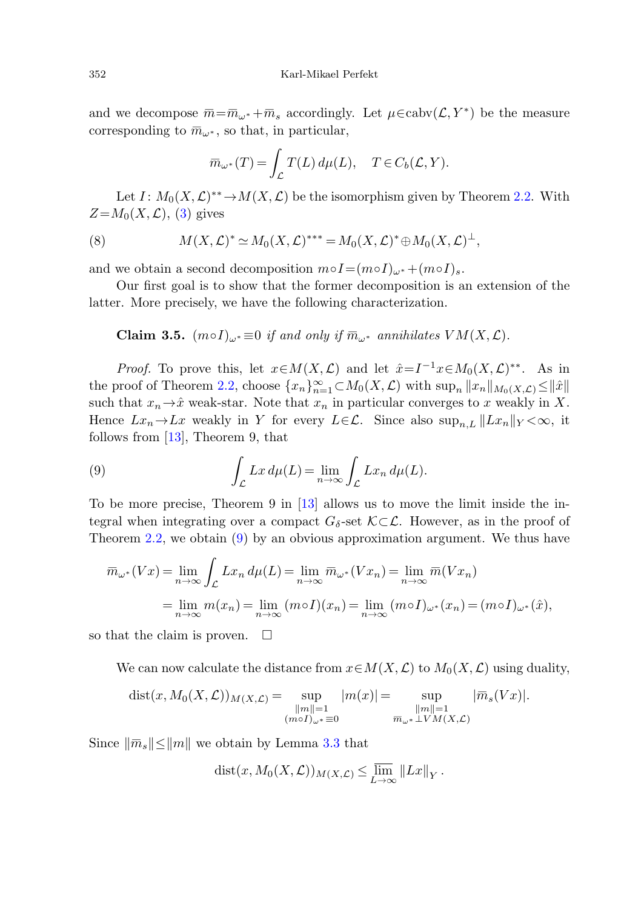and we decompose $\overline{m}=\overline{m}_{\omega^*}+\overline{m}_s$ accordingly. Let $\mu\in\mathrm{cabv}(\mathcal{L},Y^*)$ be the measure corresponding to $\overline{m}_{\omega^*}$, so that, in particular,

$$\overline{m}_{\omega^*}(T)=\int_{\mathcal{L}} T(L)\,d\mu(L), \quad T\in C_b(\mathcal{L},Y).$$

Let $I\colon M_0(X,\mathcal{L})^{**}\to M(X,\mathcal{L})$ be the isomorphism given by Theorem 2.2. With $Z=M_0(X,\mathcal{L})$, (3) gives

$$M(X,\mathcal{L})^*\simeq M_0(X,\mathcal{L})^{***}=M_0(X,\mathcal{L})^*\oplus M_0(X,\mathcal{L})^{\perp}, \tag{8}$$

and we obtain a second decomposition $m\circ I=(m\circ I)_{\omega^*}+(m\circ I)_s$.

Our first goal is to show that the former decomposition is an extension of the latter. More precisely, we have the following characterization.

**Claim 3.5.** *$(m\circ I)_{\omega^*}\equiv 0$ if and only if $\overline{m}_{\omega^*}$ annihilates $VM(X,\mathcal{L})$.*

*Proof.* To prove this, let $x\in M(X,\mathcal{L})$ and let $\hat{x}=I^{-1}x\in M_0(X,\mathcal{L})^{**}$. As in the proof of Theorem 2.2, choose $\{x_n\}_{n=1}^{\infty}\subset M_0(X,\mathcal{L})$ with $\sup_n\|x_n\|_{M_0(X,\mathcal{L})}\le\|\hat{x}\|$ such that $x_n\to\hat{x}$ weak-star. Note that $x_n$ in particular converges to $x$ weakly in $X$. Hence $Lx_n\to Lx$ weakly in $Y$ for every $L\in\mathcal{L}$. Since also $\sup_{n,L}\|Lx_n\|_Y<\infty$, it follows from [13], Theorem 9, that

$$\int_{\mathcal{L}} Lx\,d\mu(L)=\lim_{n\to\infty}\int_{\mathcal{L}} Lx_n\,d\mu(L). \tag{9}$$

To be more precise, Theorem 9 in [13] allows us to move the limit inside the integral when integrating over a compact $G_\delta$-set $\mathcal{K}\subset\mathcal{L}$. However, as in the proof of Theorem 2.2, we obtain (9) by an obvious approximation argument. We thus have

$$\begin{aligned}\overline{m}_{\omega^*}(Vx)&=\lim_{n\to\infty}\int_{\mathcal{L}} Lx_n\,d\mu(L)=\lim_{n\to\infty}\overline{m}_{\omega^*}(Vx_n)=\lim_{n\to\infty}\overline{m}(Vx_n)\\ &=\lim_{n\to\infty}m(x_n)=\lim_{n\to\infty}(m\circ I)(x_n)=\lim_{n\to\infty}(m\circ I)_{\omega^*}(x_n)=(m\circ I)_{\omega^*}(\hat{x}),\end{aligned}$$

so that the claim is proven. $\square$

We can now calculate the distance from $x\in M(X,\mathcal{L})$ to $M_0(X,\mathcal{L})$ using duality,

$$\operatorname{dist}(x,M_0(X,\mathcal{L}))_{M(X,\mathcal{L})}=\sup_{\substack{\|m\|=1\\ (m\circ I)_{\omega^*}\equiv 0}}|m(x)|=\sup_{\substack{\|m\|=1\\ \overline{m}_{\omega^*}\perp VM(X,\mathcal{L})}}|\overline{m}_s(Vx)|.$$

Since $\|\overline{m}_s\|\le\|m\|$ we obtain by Lemma 3.3 that

$$\operatorname{dist}(x,M_0(X,\mathcal{L}))_{M(X,\mathcal{L})}\le\varlimsup_{L\to\infty}\|Lx\|_Y.$$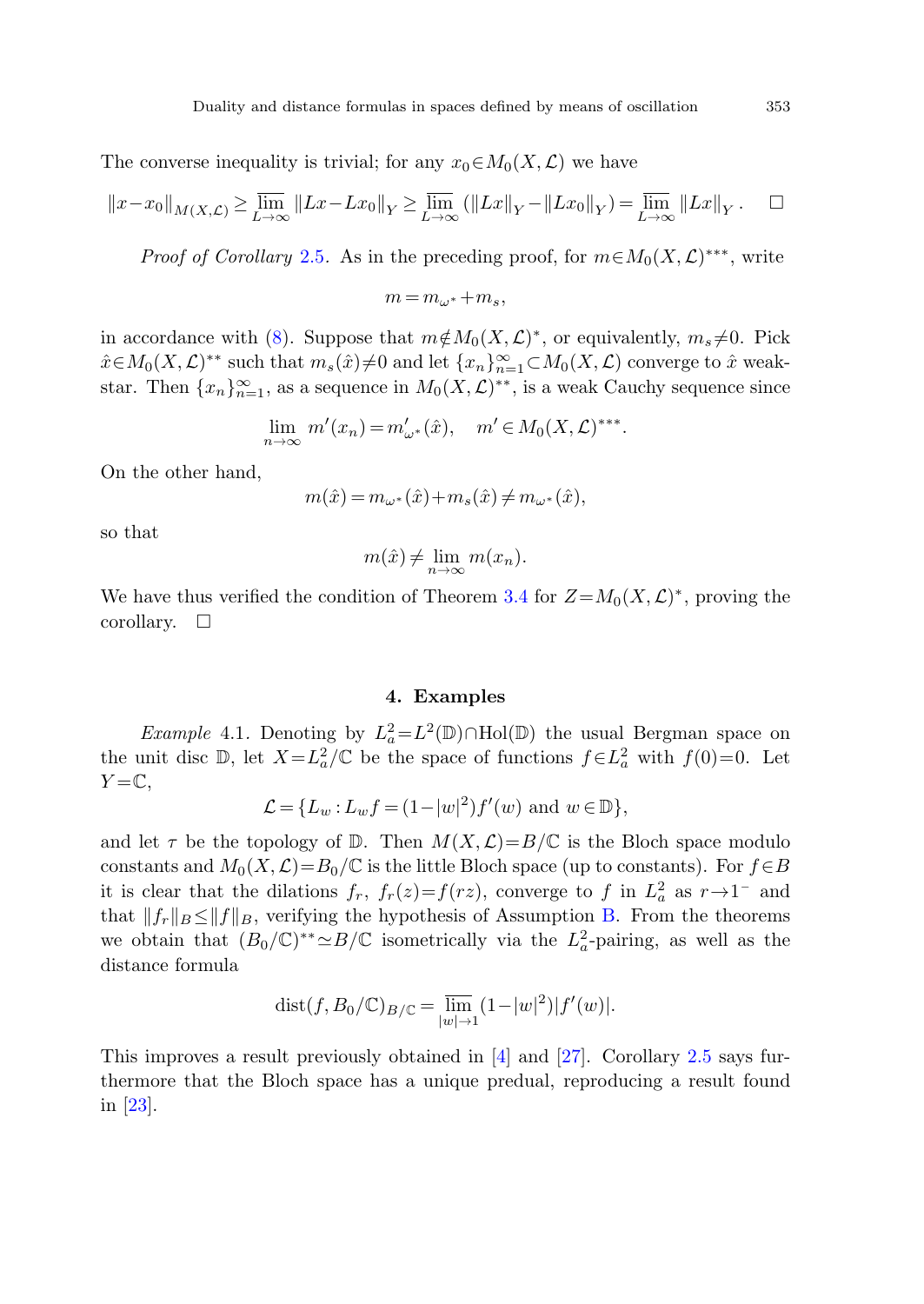The converse inequality is trivial; for any $x_0 \in M_0(X, \mathcal{L})$ we have

$$\|x - x_0\|_{M(X,\mathcal{L})} \geq \overline{\lim_{L\to\infty}} \|Lx - Lx_0\|_Y \geq \overline{\lim_{L\to\infty}} (\|Lx\|_Y - \|Lx_0\|_Y) = \overline{\lim_{L\to\infty}} \|Lx\|_Y. \quad \square$$

*Proof of Corollary* 2.5. As in the preceding proof, for $m \in M_0(X, \mathcal{L})^{***}$, write

$$m = m_{\omega^*} + m_s,$$

in accordance with (8). Suppose that $m \notin M_0(X, \mathcal{L})^*$, or equivalently, $m_s \neq 0$. Pick $\hat{x} \in M_0(X, \mathcal{L})^{**}$ such that $m_s(\hat{x}) \neq 0$ and let $\{x_n\}_{n=1}^\infty \subset M_0(X, \mathcal{L})$ converge to $\hat{x}$ weak-star. Then $\{x_n\}_{n=1}^\infty$, as a sequence in $M_0(X, \mathcal{L})^{**}$, is a weak Cauchy sequence since

$$\lim_{n\to\infty} m'(x_n) = m'_{\omega^*}(\hat{x}), \quad m' \in M_0(X, \mathcal{L})^{***}.$$

On the other hand,

$$m(\hat{x}) = m_{\omega^*}(\hat{x}) + m_s(\hat{x}) \neq m_{\omega^*}(\hat{x}),$$

so that

$$m(\hat{x}) \neq \lim_{n\to\infty} m(x_n).$$

We have thus verified the condition of Theorem 3.4 for $Z = M_0(X, \mathcal{L})^*$, proving the corollary. $\square$

## 4. Examples

*Example* 4.1. Denoting by $L^2_a = L^2(\mathbb{D}) \cap \mathrm{Hol}(\mathbb{D})$ the usual Bergman space on the unit disc $\mathbb{D}$, let $X = L^2_a/\mathbb{C}$ be the space of functions $f \in L^2_a$ with $f(0) = 0$. Let $Y = \mathbb{C}$,

$$\mathcal{L} = \{L_w : L_w f = (1 - |w|^2) f'(w) \text{ and } w \in \mathbb{D}\},$$

and let $\tau$ be the topology of $\mathbb{D}$. Then $M(X, \mathcal{L}) = B/\mathbb{C}$ is the Bloch space modulo constants and $M_0(X, \mathcal{L}) = B_0/\mathbb{C}$ is the little Bloch space (up to constants). For $f \in B$ it is clear that the dilations $f_r$, $f_r(z) = f(rz)$, converge to $f$ in $L^2_a$ as $r \to 1^-$ and that $\|f_r\|_B \leq \|f\|_B$, verifying the hypothesis of Assumption B. From the theorems we obtain that $(B_0/\mathbb{C})^{**} \simeq B/\mathbb{C}$ isometrically via the $L^2_a$-pairing, as well as the distance formula

$$\mathrm{dist}(f, B_0/\mathbb{C})_{B/\mathbb{C}} = \overline{\lim_{|w|\to 1}} (1 - |w|^2)|f'(w)|.$$

This improves a result previously obtained in [4] and [27]. Corollary 2.5 says furthermore that the Bloch space has a unique predual, reproducing a result found in [23].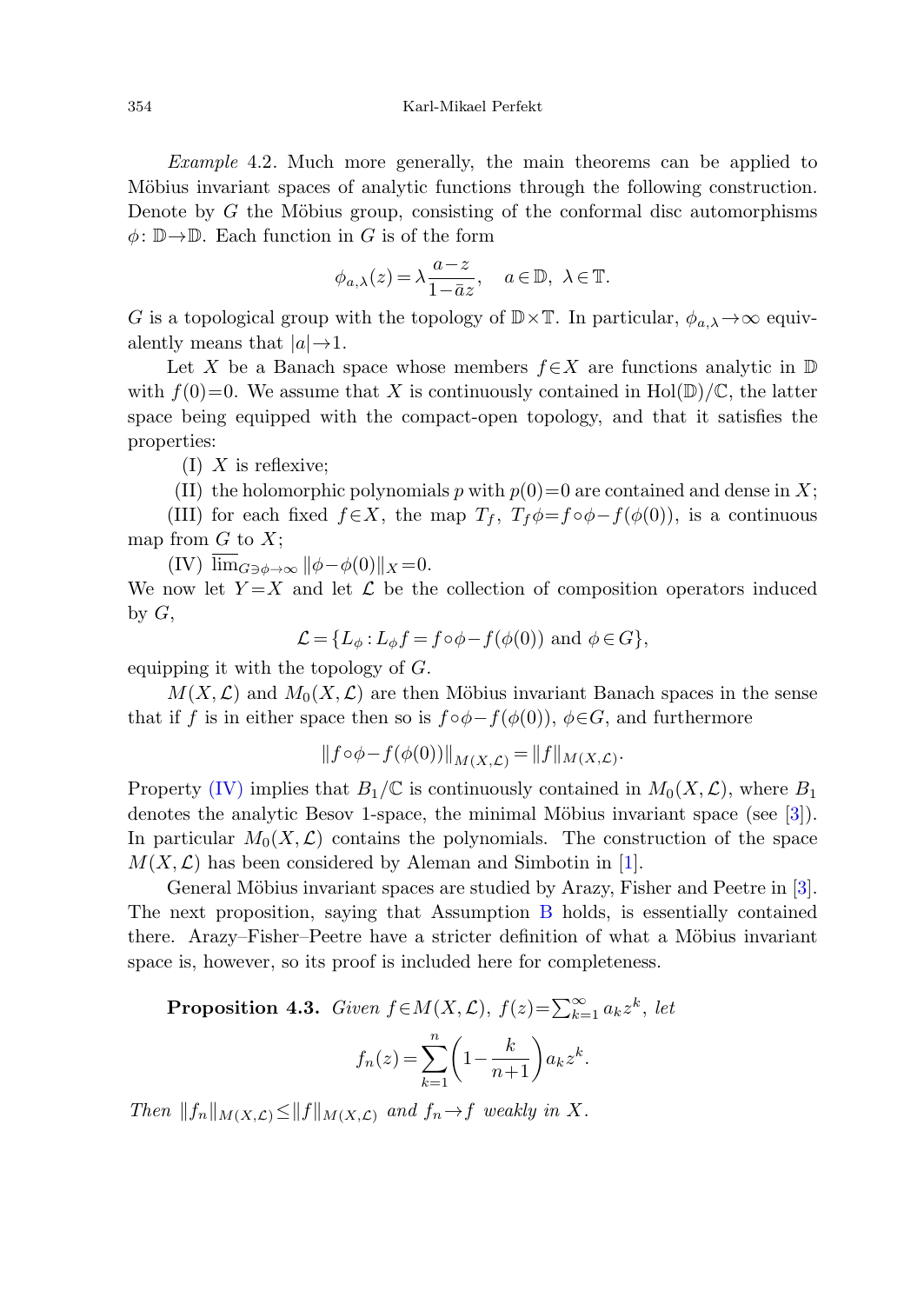*Example* 4.2. Much more generally, the main theorems can be applied to Möbius invariant spaces of analytic functions through the following construction. Denote by $G$ the Möbius group, consisting of the conformal disc automorphisms $\phi\colon \mathbb{D}\to\mathbb{D}$. Each function in $G$ is of the form

$$\phi_{a,\lambda}(z) = \lambda\frac{a-z}{1-\bar{a}z}, \quad a\in\mathbb{D},\ \lambda\in\mathbb{T}.$$

$G$ is a topological group with the topology of $\mathbb{D}\times\mathbb{T}$. In particular, $\phi_{a,\lambda}\to\infty$ equivalently means that $|a|\to 1$.

Let $X$ be a Banach space whose members $f\in X$ are functions analytic in $\mathbb{D}$ with $f(0)=0$. We assume that $X$ is continuously contained in $\mathrm{Hol}(\mathbb{D})/\mathbb{C}$, the latter space being equipped with the compact-open topology, and that it satisfies the properties:

(I) $X$ is reflexive;

(II) the holomorphic polynomials $p$ with $p(0)=0$ are contained and dense in $X$;

(III) for each fixed $f\in X$, the map $T_f$, $T_f\phi = f\circ\phi - f(\phi(0))$, is a continuous map from $G$ to $X$;

(IV) $\overline{\lim}_{G\ni\phi\to\infty} \|\phi-\phi(0)\|_X = 0$.

We now let $Y=X$ and let $\mathcal{L}$ be the collection of composition operators induced by $G$,

$$\mathcal{L} = \{L_\phi : L_\phi f = f\circ\phi - f(\phi(0)) \text{ and } \phi\in G\},$$

equipping it with the topology of $G$.

$M(X,\mathcal{L})$ and $M_0(X,\mathcal{L})$ are then Möbius invariant Banach spaces in the sense that if $f$ is in either space then so is $f\circ\phi - f(\phi(0))$, $\phi\in G$, and furthermore

$$\|f\circ\phi - f(\phi(0))\|_{M(X,\mathcal{L})} = \|f\|_{M(X,\mathcal{L})}.$$

Property (IV) implies that $B_1/\mathbb{C}$ is continuously contained in $M_0(X,\mathcal{L})$, where $B_1$ denotes the analytic Besov 1-space, the minimal Möbius invariant space (see [3]). In particular $M_0(X,\mathcal{L})$ contains the polynomials. The construction of the space $M(X,\mathcal{L})$ has been considered by Aleman and Simbotin in [1].

General Möbius invariant spaces are studied by Arazy, Fisher and Peetre in [3]. The next proposition, saying that Assumption B holds, is essentially contained there. Arazy–Fisher–Peetre have a stricter definition of what a Möbius invariant space is, however, so its proof is included here for completeness.

**Proposition 4.3.** *Given* $f\in M(X,\mathcal{L})$, $f(z)=\sum_{k=1}^{\infty} a_k z^k$, *let*

$$f_n(z) = \sum_{k=1}^{n}\left(1-\frac{k}{n+1}\right)a_k z^k.$$

*Then* $\|f_n\|_{M(X,\mathcal{L})} \le \|f\|_{M(X,\mathcal{L})}$ *and* $f_n\to f$ *weakly in* $X$.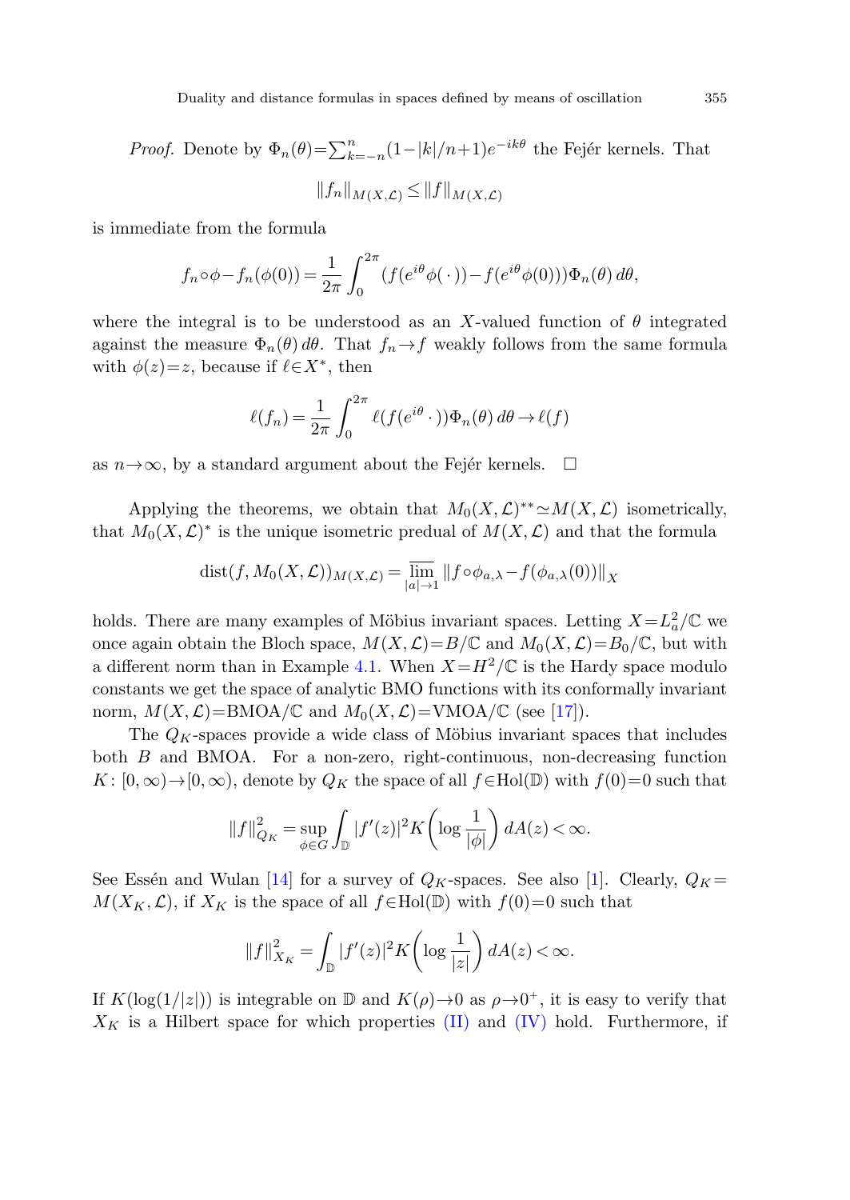*Proof.* Denote by $\Phi_n(\theta)=\sum_{k=-n}^{n}(1-|k|/n+1)e^{-ik\theta}$ the Fejér kernels. That

$$\|f_n\|_{M(X,\mathcal{L})} \le \|f\|_{M(X,\mathcal{L})}$$

is immediate from the formula

$$f_n\circ\phi - f_n(\phi(0)) = \frac{1}{2\pi}\int_0^{2\pi} (f(e^{i\theta}\phi(\,\cdot\,)) - f(e^{i\theta}\phi(0)))\Phi_n(\theta)\,d\theta,$$

where the integral is to be understood as an $X$-valued function of $\theta$ integrated against the measure $\Phi_n(\theta)\,d\theta$. That $f_n\to f$ weakly follows from the same formula with $\phi(z)=z$, because if $\ell\in X^*$, then

$$\ell(f_n) = \frac{1}{2\pi}\int_0^{2\pi} \ell(f(e^{i\theta}\,\cdot\,))\Phi_n(\theta)\,d\theta \to \ell(f)$$

as $n\to\infty$, by a standard argument about the Fejér kernels. $\square$

Applying the theorems, we obtain that $M_0(X,\mathcal{L})^{**}\simeq M(X,\mathcal{L})$ isometrically, that $M_0(X,\mathcal{L})^*$ is the unique isometric predual of $M(X,\mathcal{L})$ and that the formula

$$\operatorname{dist}(f, M_0(X,\mathcal{L}))_{M(X,\mathcal{L})} = \varlimsup_{|a|\to 1} \|f\circ\phi_{a,\lambda} - f(\phi_{a,\lambda}(0))\|_X$$

holds. There are many examples of Möbius invariant spaces. Letting $X=L^2_a/\mathbb{C}$ we once again obtain the Bloch space, $M(X,\mathcal{L})=B/\mathbb{C}$ and $M_0(X,\mathcal{L})=B_0/\mathbb{C}$, but with a different norm than in Example 4.1. When $X=H^2/\mathbb{C}$ is the Hardy space modulo constants we get the space of analytic BMO functions with its conformally invariant norm, $M(X,\mathcal{L})=\mathrm{BMOA}/\mathbb{C}$ and $M_0(X,\mathcal{L})=\mathrm{VMOA}/\mathbb{C}$ (see [17]).

The $Q_K$-spaces provide a wide class of Möbius invariant spaces that includes both $B$ and BMOA. For a non-zero, right-continuous, non-decreasing function $K\colon[0,\infty)\to[0,\infty)$, denote by $Q_K$ the space of all $f\in\mathrm{Hol}(\mathbb{D})$ with $f(0)=0$ such that

$$\|f\|_{Q_K}^2 = \sup_{\phi\in G}\int_{\mathbb{D}} |f'(z)|^2 K\biggl(\log\frac{1}{|\phi|}\biggr)\,dA(z) < \infty.$$

See Essén and Wulan [14] for a survey of $Q_K$-spaces. See also [1]. Clearly, $Q_K = M(X_K,\mathcal{L})$, if $X_K$ is the space of all $f\in\mathrm{Hol}(\mathbb{D})$ with $f(0)=0$ such that

$$\|f\|_{X_K}^2 = \int_{\mathbb{D}} |f'(z)|^2 K\biggl(\log\frac{1}{|z|}\biggr)\,dA(z) < \infty.$$

If $K(\log(1/|z|))$ is integrable on $\mathbb{D}$ and $K(\rho)\to 0$ as $\rho\to 0^+$, it is easy to verify that $X_K$ is a Hilbert space for which properties (II) and (IV) hold. Furthermore, if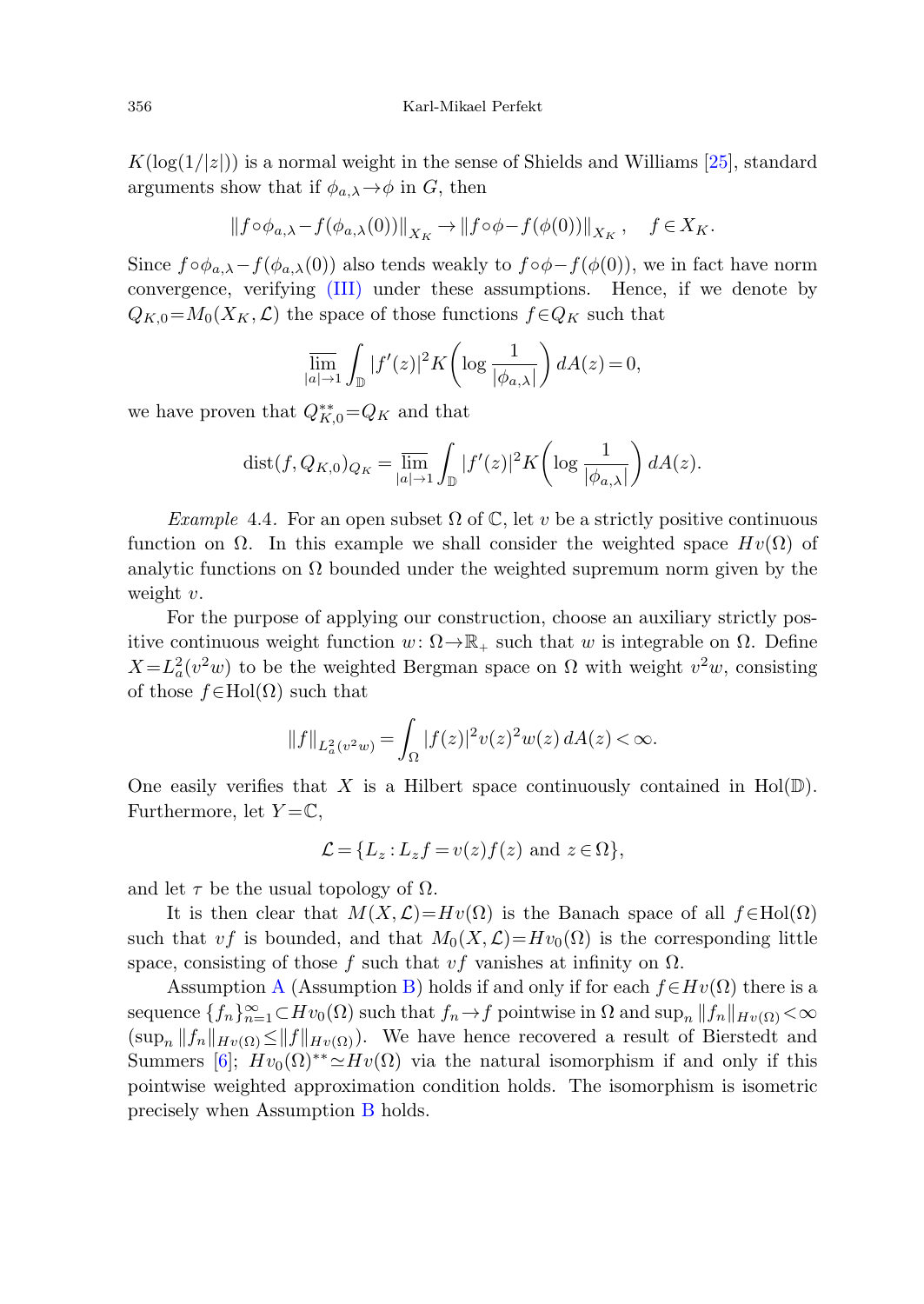$K(\log(1/|z|))$ is a normal weight in the sense of Shields and Williams [25], standard arguments show that if $\phi_{a,\lambda}\to\phi$ in $G$, then

$$\|f\circ\phi_{a,\lambda}-f(\phi_{a,\lambda}(0))\|_{X_K}\to\|f\circ\phi-f(\phi(0))\|_{X_K},\quad f\in X_K.$$

Since $f\circ\phi_{a,\lambda}-f(\phi_{a,\lambda}(0))$ also tends weakly to $f\circ\phi-f(\phi(0))$, we in fact have norm convergence, verifying (III) under these assumptions. Hence, if we denote by $Q_{K,0}=M_0(X_K,\mathcal{L})$ the space of those functions $f\in Q_K$ such that

$$\varlimsup_{|a|\to 1}\int_{\mathbb{D}}|f'(z)|^2K\left(\log\frac{1}{|\phi_{a,\lambda}|}\right)dA(z)=0,$$

we have proven that $Q_{K,0}^{**}=Q_K$ and that

$$\operatorname{dist}(f,Q_{K,0})_{Q_K}=\varlimsup_{|a|\to 1}\int_{\mathbb{D}}|f'(z)|^2K\left(\log\frac{1}{|\phi_{a,\lambda}|}\right)dA(z).$$

*Example* 4.4. For an open subset $\Omega$ of $\mathbb{C}$, let $v$ be a strictly positive continuous function on $\Omega$. In this example we shall consider the weighted space $Hv(\Omega)$ of analytic functions on $\Omega$ bounded under the weighted supremum norm given by the weight $v$.

For the purpose of applying our construction, choose an auxiliary strictly positive continuous weight function $w\colon\Omega\to\mathbb{R}_+$ such that $w$ is integrable on $\Omega$. Define $X=L^2_a(v^2w)$ to be the weighted Bergman space on $\Omega$ with weight $v^2w$, consisting of those $f\in\operatorname{Hol}(\Omega)$ such that

$$\|f\|_{L^2_a(v^2w)}=\int_{\Omega}|f(z)|^2v(z)^2w(z)\,dA(z)<\infty.$$

One easily verifies that $X$ is a Hilbert space continuously contained in $\operatorname{Hol}(\mathbb{D})$. Furthermore, let $Y=\mathbb{C}$,

$$\mathcal{L}=\{L_z : L_zf=v(z)f(z)\text{ and }z\in\Omega\},$$

and let $\tau$ be the usual topology of $\Omega$.

It is then clear that $M(X,\mathcal{L})=Hv(\Omega)$ is the Banach space of all $f\in\operatorname{Hol}(\Omega)$ such that $vf$ is bounded, and that $M_0(X,\mathcal{L})=Hv_0(\Omega)$ is the corresponding little space, consisting of those $f$ such that $vf$ vanishes at infinity on $\Omega$.

Assumption A (Assumption B) holds if and only if for each $f\in Hv(\Omega)$ there is a sequence $\{f_n\}_{n=1}^{\infty}\subset Hv_0(\Omega)$ such that $f_n\to f$ pointwise in $\Omega$ and $\sup_n\|f_n\|_{Hv(\Omega)}<\infty$ ($\sup_n\|f_n\|_{Hv(\Omega)}\le\|f\|_{Hv(\Omega)}$). We have hence recovered a result of Bierstedt and Summers [6]; $Hv_0(\Omega)^{**}\simeq Hv(\Omega)$ via the natural isomorphism if and only if this pointwise weighted approximation condition holds. The isomorphism is isometric precisely when Assumption B holds.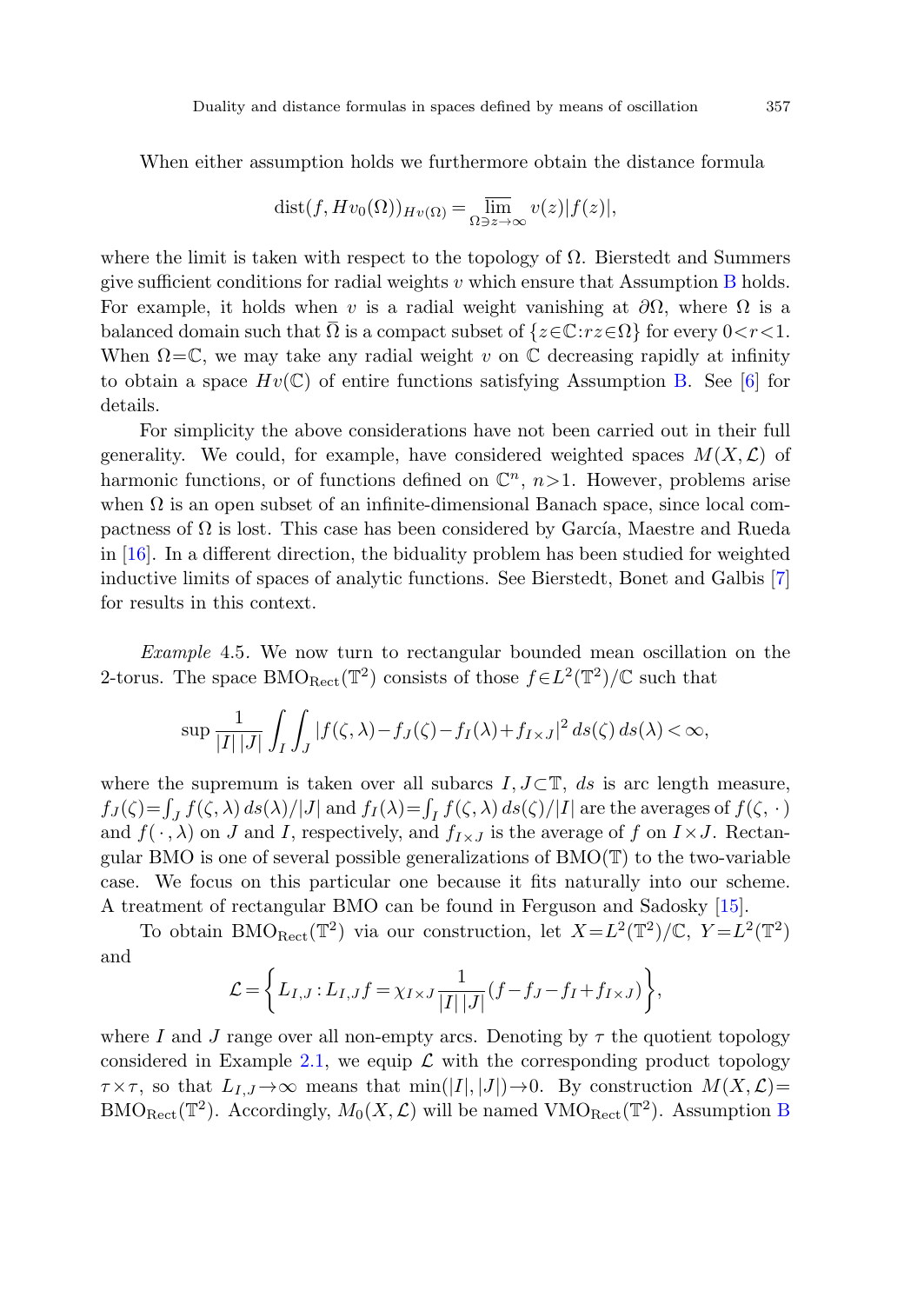When either assumption holds we furthermore obtain the distance formula

$$\operatorname{dist}(f, Hv_0(\Omega))_{Hv(\Omega)} = \overline{\lim_{\Omega \ni z \to \infty}} v(z)|f(z)|,$$

where the limit is taken with respect to the topology of $\Omega$. Bierstedt and Summers give sufficient conditions for radial weights $v$ which ensure that Assumption B holds. For example, it holds when $v$ is a radial weight vanishing at $\partial\Omega$, where $\Omega$ is a balanced domain such that $\overline{\Omega}$ is a compact subset of $\{z \in \mathbb{C} : rz \in \Omega\}$ for every $0<r<1$. When $\Omega=\mathbb{C}$, we may take any radial weight $v$ on $\mathbb{C}$ decreasing rapidly at infinity to obtain a space $Hv(\mathbb{C})$ of entire functions satisfying Assumption B. See [6] for details.

For simplicity the above considerations have not been carried out in their full generality. We could, for example, have considered weighted spaces $M(X, \mathcal{L})$ of harmonic functions, or of functions defined on $\mathbb{C}^n$, $n>1$. However, problems arise when $\Omega$ is an open subset of an infinite-dimensional Banach space, since local compactness of $\Omega$ is lost. This case has been considered by García, Maestre and Rueda in [16]. In a different direction, the biduality problem has been studied for weighted inductive limits of spaces of analytic functions. See Bierstedt, Bonet and Galbis [7] for results in this context.

*Example* 4.5. We now turn to rectangular bounded mean oscillation on the 2-torus. The space $\mathrm{BMO}_{\mathrm{Rect}}(\mathbb{T}^2)$ consists of those $f \in L^2(\mathbb{T}^2)/\mathbb{C}$ such that

$$\sup \frac{1}{|I|\,|J|} \int_I \int_J |f(\zeta,\lambda) - f_J(\zeta) - f_I(\lambda) + f_{I\times J}|^2 \, ds(\zeta)\, ds(\lambda) < \infty,$$

where the supremum is taken over all subarcs $I, J \subset \mathbb{T}$, $ds$ is arc length measure, $f_J(\zeta) = \int_J f(\zeta,\lambda)\, ds(\lambda)/|J|$ and $f_I(\lambda) = \int_I f(\zeta,\lambda)\, ds(\zeta)/|I|$ are the averages of $f(\zeta,\cdot\,)$ and $f(\,\cdot\,,\lambda)$ on $J$ and $I$, respectively, and $f_{I\times J}$ is the average of $f$ on $I\times J$. Rectangular BMO is one of several possible generalizations of $\mathrm{BMO}(\mathbb{T})$ to the two-variable case. We focus on this particular one because it fits naturally into our scheme. A treatment of rectangular BMO can be found in Ferguson and Sadosky [15].

To obtain $\mathrm{BMO}_{\mathrm{Rect}}(\mathbb{T}^2)$ via our construction, let $X = L^2(\mathbb{T}^2)/\mathbb{C}$, $Y = L^2(\mathbb{T}^2)$ and

$$\mathcal{L} = \left\{ L_{I,J} : L_{I,J} f = \chi_{I\times J} \frac{1}{|I|\,|J|} (f - f_J - f_I + f_{I\times J}) \right\},$$

where $I$ and $J$ range over all non-empty arcs. Denoting by $\tau$ the quotient topology considered in Example 2.1, we equip $\mathcal{L}$ with the corresponding product topology $\tau\times\tau$, so that $L_{I,J}\to\infty$ means that $\min(|I|,|J|)\to 0$. By construction $M(X,\mathcal{L}) = \mathrm{BMO}_{\mathrm{Rect}}(\mathbb{T}^2)$. Accordingly, $M_0(X,\mathcal{L})$ will be named $\mathrm{VMO}_{\mathrm{Rect}}(\mathbb{T}^2)$. Assumption B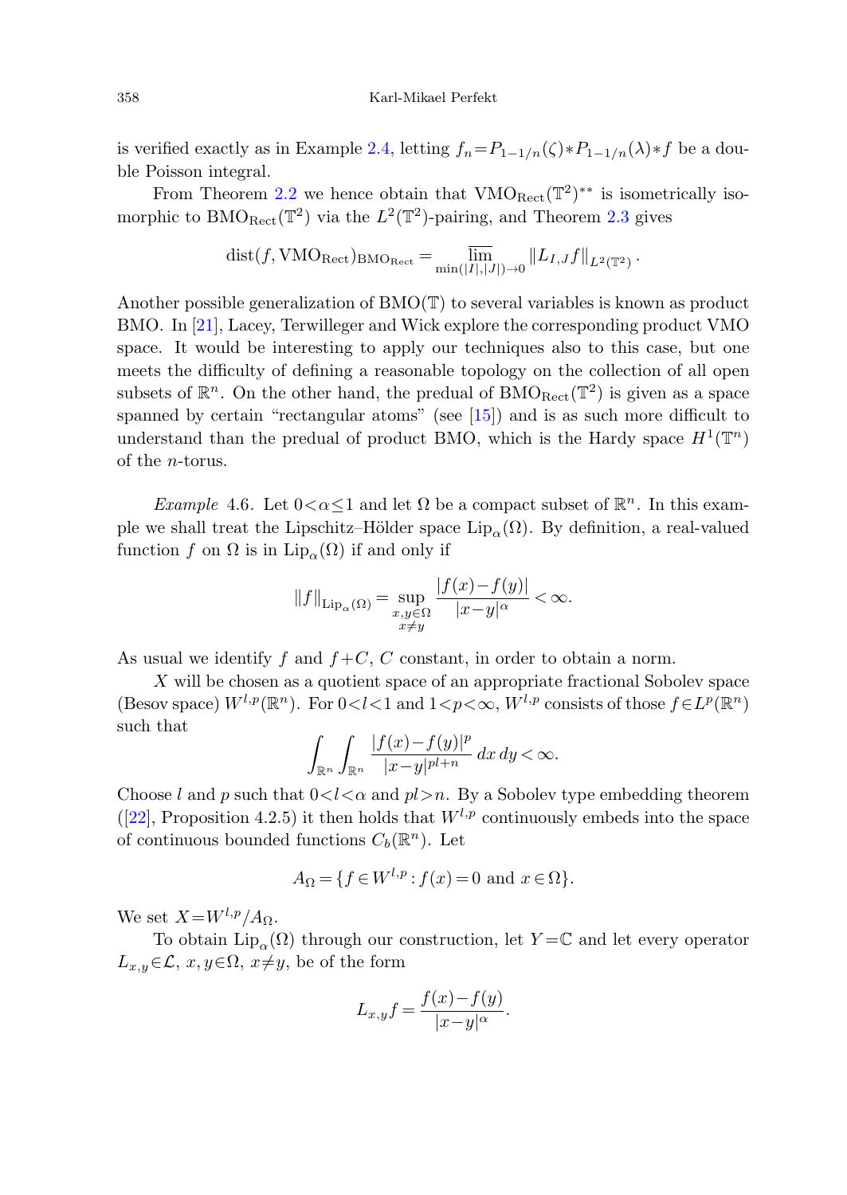is verified exactly as in Example 2.4, letting $f_n = P_{1-1/n}(\zeta) * P_{1-1/n}(\lambda) * f$ be a double Poisson integral.

From Theorem 2.2 we hence obtain that $\mathrm{VMO}_{\mathrm{Rect}}(\mathbb{T}^2)^{**}$ is isometrically isomorphic to $\mathrm{BMO}_{\mathrm{Rect}}(\mathbb{T}^2)$ via the $L^2(\mathbb{T}^2)$-pairing, and Theorem 2.3 gives

$$\operatorname{dist}(f, \mathrm{VMO}_{\mathrm{Rect}})_{\mathrm{BMO}_{\mathrm{Rect}}} = \varlimsup_{\min(|I|,|J|) \to 0} \|L_{I,J} f\|_{L^2(\mathbb{T}^2)}.$$

Another possible generalization of $\mathrm{BMO}(\mathbb{T})$ to several variables is known as product BMO. In [21], Lacey, Terwilleger and Wick explore the corresponding product VMO space. It would be interesting to apply our techniques also to this case, but one meets the difficulty of defining a reasonable topology on the collection of all open subsets of $\mathbb{R}^n$. On the other hand, the predual of $\mathrm{BMO}_{\mathrm{Rect}}(\mathbb{T}^2)$ is given as a space spanned by certain "rectangular atoms" (see [15]) and is as such more difficult to understand than the predual of product BMO, which is the Hardy space $H^1(\mathbb{T}^n)$ of the $n$-torus.

*Example* 4.6. Let $0 < \alpha \leq 1$ and let $\Omega$ be a compact subset of $\mathbb{R}^n$. In this example we shall treat the Lipschitz–Hölder space $\mathrm{Lip}_\alpha(\Omega)$. By definition, a real-valued function $f$ on $\Omega$ is in $\mathrm{Lip}_\alpha(\Omega)$ if and only if

$$\|f\|_{\mathrm{Lip}_\alpha(\Omega)} = \sup_{\substack{x,y \in \Omega \\ x \neq y}} \frac{|f(x) - f(y)|}{|x-y|^\alpha} < \infty.$$

As usual we identify $f$ and $f + C$, $C$ constant, in order to obtain a norm.

$X$ will be chosen as a quotient space of an appropriate fractional Sobolev space (Besov space) $W^{l,p}(\mathbb{R}^n)$. For $0 < l < 1$ and $1 < p < \infty$, $W^{l,p}$ consists of those $f \in L^p(\mathbb{R}^n)$ such that

$$\int_{\mathbb{R}^n} \int_{\mathbb{R}^n} \frac{|f(x) - f(y)|^p}{|x-y|^{pl+n}} \, dx \, dy < \infty.$$

Choose $l$ and $p$ such that $0 < l < \alpha$ and $pl > n$. By a Sobolev type embedding theorem ([22], Proposition 4.2.5) it then holds that $W^{l,p}$ continuously embeds into the space of continuous bounded functions $C_b(\mathbb{R}^n)$. Let

$$A_\Omega = \{f \in W^{l,p} : f(x) = 0 \text{ and } x \in \Omega\}.$$

We set $X = W^{l,p}/A_\Omega$.

To obtain $\mathrm{Lip}_\alpha(\Omega)$ through our construction, let $Y = \mathbb{C}$ and let every operator $L_{x,y} \in \mathcal{L}$, $x, y \in \Omega$, $x \neq y$, be of the form

$$L_{x,y} f = \frac{f(x) - f(y)}{|x-y|^\alpha}.$$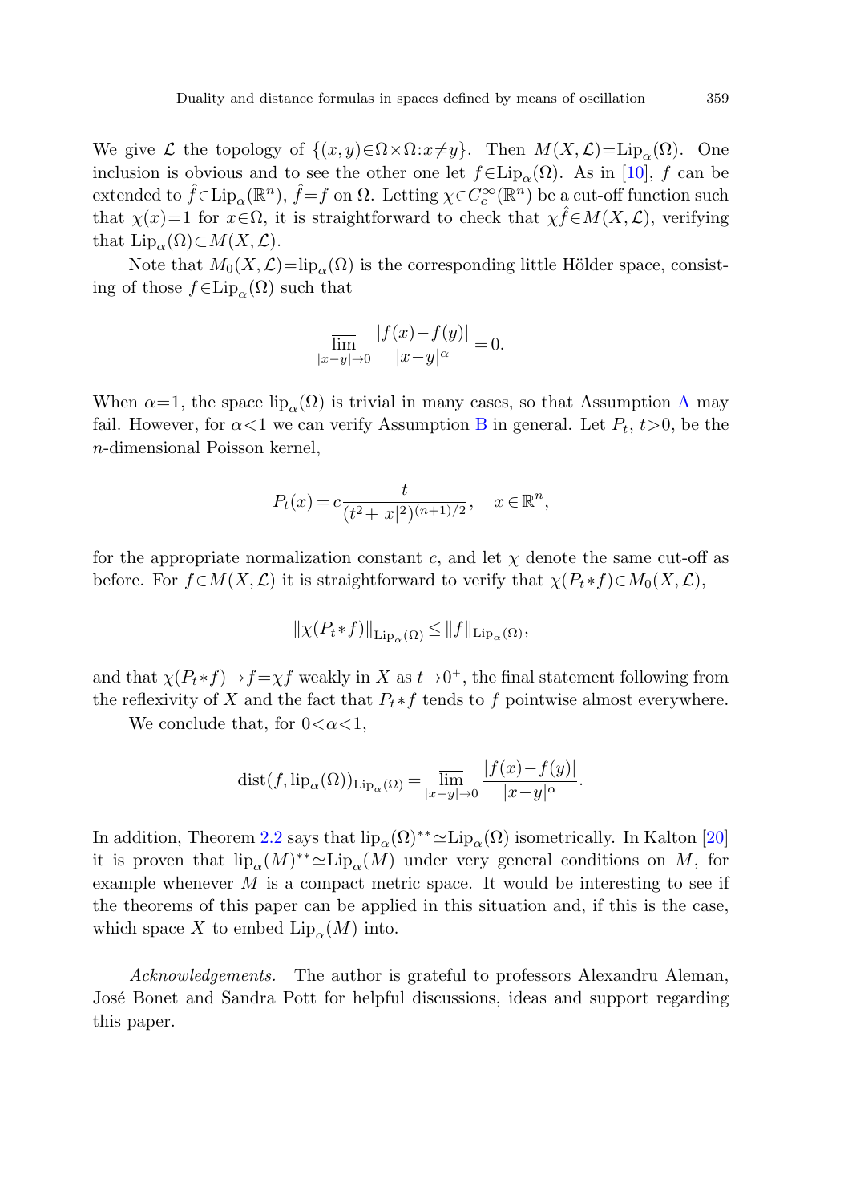We give $\mathcal{L}$ the topology of $\{(x,y)\in\Omega\times\Omega: x\neq y\}$. Then $M(X,\mathcal{L})=\mathrm{Lip}_\alpha(\Omega)$. One inclusion is obvious and to see the other one let $f\in\mathrm{Lip}_\alpha(\Omega)$. As in [10], $f$ can be extended to $\hat{f}\in\mathrm{Lip}_\alpha(\mathbb{R}^n)$, $\hat{f}=f$ on $\Omega$. Letting $\chi\in C_c^\infty(\mathbb{R}^n)$ be a cut-off function such that $\chi(x)=1$ for $x\in\Omega$, it is straightforward to check that $\chi\hat{f}\in M(X,\mathcal{L})$, verifying that $\mathrm{Lip}_\alpha(\Omega)\subset M(X,\mathcal{L})$.

Note that $M_0(X,\mathcal{L})=\mathrm{lip}_\alpha(\Omega)$ is the corresponding little Hölder space, consisting of those $f\in\mathrm{Lip}_\alpha(\Omega)$ such that

$$\varlimsup_{|x-y|\to 0}\frac{|f(x)-f(y)|}{|x-y|^\alpha}=0.$$

When $\alpha=1$, the space $\mathrm{lip}_\alpha(\Omega)$ is trivial in many cases, so that Assumption A may fail. However, for $\alpha<1$ we can verify Assumption B in general. Let $P_t$, $t>0$, be the $n$-dimensional Poisson kernel,

$$P_t(x)=c\frac{t}{(t^2+|x|^2)^{(n+1)/2}},\quad x\in\mathbb{R}^n,$$

for the appropriate normalization constant $c$, and let $\chi$ denote the same cut-off as before. For $f\in M(X,\mathcal{L})$ it is straightforward to verify that $\chi(P_t*f)\in M_0(X,\mathcal{L})$,

$$\|\chi(P_t*f)\|_{\mathrm{Lip}_\alpha(\Omega)}\leq\|f\|_{\mathrm{Lip}_\alpha(\Omega)},$$

and that $\chi(P_t*f)\to f=\chi f$ weakly in $X$ as $t\to 0^+$, the final statement following from the reflexivity of $X$ and the fact that $P_t*f$ tends to $f$ pointwise almost everywhere.

We conclude that, for $0<\alpha<1$,

$$\mathrm{dist}(f,\mathrm{lip}_\alpha(\Omega))_{\mathrm{Lip}_\alpha(\Omega)}=\varlimsup_{|x-y|\to 0}\frac{|f(x)-f(y)|}{|x-y|^\alpha}.$$

In addition, Theorem 2.2 says that $\mathrm{lip}_\alpha(\Omega)^{**}\simeq\mathrm{Lip}_\alpha(\Omega)$ isometrically. In Kalton [20] it is proven that $\mathrm{lip}_\alpha(M)^{**}\simeq\mathrm{Lip}_\alpha(M)$ under very general conditions on $M$, for example whenever $M$ is a compact metric space. It would be interesting to see if the theorems of this paper can be applied in this situation and, if this is the case, which space $X$ to embed $\mathrm{Lip}_\alpha(M)$ into.

*Acknowledgements.* The author is grateful to professors Alexandru Aleman, José Bonet and Sandra Pott for helpful discussions, ideas and support regarding this paper.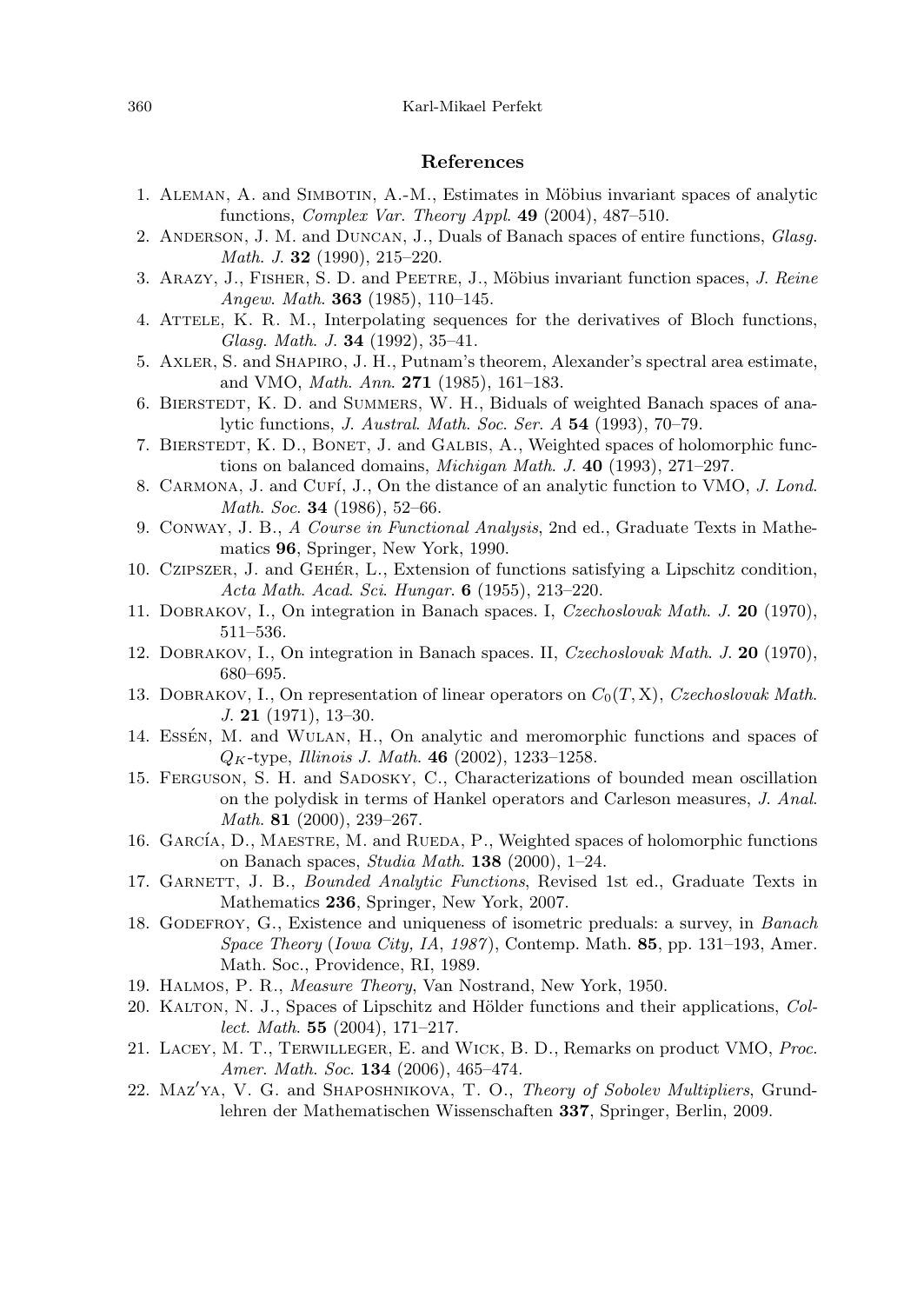## References

1. Aleman, A. and Simbotin, A.-M., Estimates in Möbius invariant spaces of analytic functions, *Complex Var. Theory Appl.* **49** (2004), 487–510.
2. Anderson, J. M. and Duncan, J., Duals of Banach spaces of entire functions, *Glasg. Math. J.* **32** (1990), 215–220.
3. Arazy, J., Fisher, S. D. and Peetre, J., Möbius invariant function spaces, *J. Reine Angew. Math.* **363** (1985), 110–145.
4. Attele, K. R. M., Interpolating sequences for the derivatives of Bloch functions, *Glasg. Math. J.* **34** (1992), 35–41.
5. Axler, S. and Shapiro, J. H., Putnam's theorem, Alexander's spectral area estimate, and VMO, *Math. Ann.* **271** (1985), 161–183.
6. Bierstedt, K. D. and Summers, W. H., Biduals of weighted Banach spaces of analytic functions, *J. Austral. Math. Soc. Ser. A* **54** (1993), 70–79.
7. Bierstedt, K. D., Bonet, J. and Galbis, A., Weighted spaces of holomorphic functions on balanced domains, *Michigan Math. J.* **40** (1993), 271–297.
8. Carmona, J. and Cufí, J., On the distance of an analytic function to VMO, *J. Lond. Math. Soc.* **34** (1986), 52–66.
9. Conway, J. B., *A Course in Functional Analysis*, 2nd ed., Graduate Texts in Mathematics **96**, Springer, New York, 1990.
10. Czipszer, J. and Gehér, L., Extension of functions satisfying a Lipschitz condition, *Acta Math. Acad. Sci. Hungar.* **6** (1955), 213–220.
11. Dobrakov, I., On integration in Banach spaces. I, *Czechoslovak Math. J.* **20** (1970), 511–536.
12. Dobrakov, I., On integration in Banach spaces. II, *Czechoslovak Math. J.* **20** (1970), 680–695.
13. Dobrakov, I., On representation of linear operators on $C_0(T, \mathrm{X})$, *Czechoslovak Math. J.* **21** (1971), 13–30.
14. Essén, M. and Wulan, H., On analytic and meromorphic functions and spaces of $Q_K$-type, *Illinois J. Math.* **46** (2002), 1233–1258.
15. Ferguson, S. H. and Sadosky, C., Characterizations of bounded mean oscillation on the polydisk in terms of Hankel operators and Carleson measures, *J. Anal. Math.* **81** (2000), 239–267.
16. García, D., Maestre, M. and Rueda, P., Weighted spaces of holomorphic functions on Banach spaces, *Studia Math.* **138** (2000), 1–24.
17. Garnett, J. B., *Bounded Analytic Functions*, Revised 1st ed., Graduate Texts in Mathematics **236**, Springer, New York, 2007.
18. Godefroy, G., Existence and uniqueness of isometric preduals: a survey, in *Banach Space Theory* (*Iowa City, IA, 1987*), Contemp. Math. **85**, pp. 131–193, Amer. Math. Soc., Providence, RI, 1989.
19. Halmos, P. R., *Measure Theory*, Van Nostrand, New York, 1950.
20. Kalton, N. J., Spaces of Lipschitz and Hölder functions and their applications, *Collect. Math.* **55** (2004), 171–217.
21. Lacey, M. T., Terwilleger, E. and Wick, B. D., Remarks on product VMO, *Proc. Amer. Math. Soc.* **134** (2006), 465–474.
22. Maz′ya, V. G. and Shaposhnikova, T. O., *Theory of Sobolev Multipliers*, Grundlehren der Mathematischen Wissenschaften **337**, Springer, Berlin, 2009.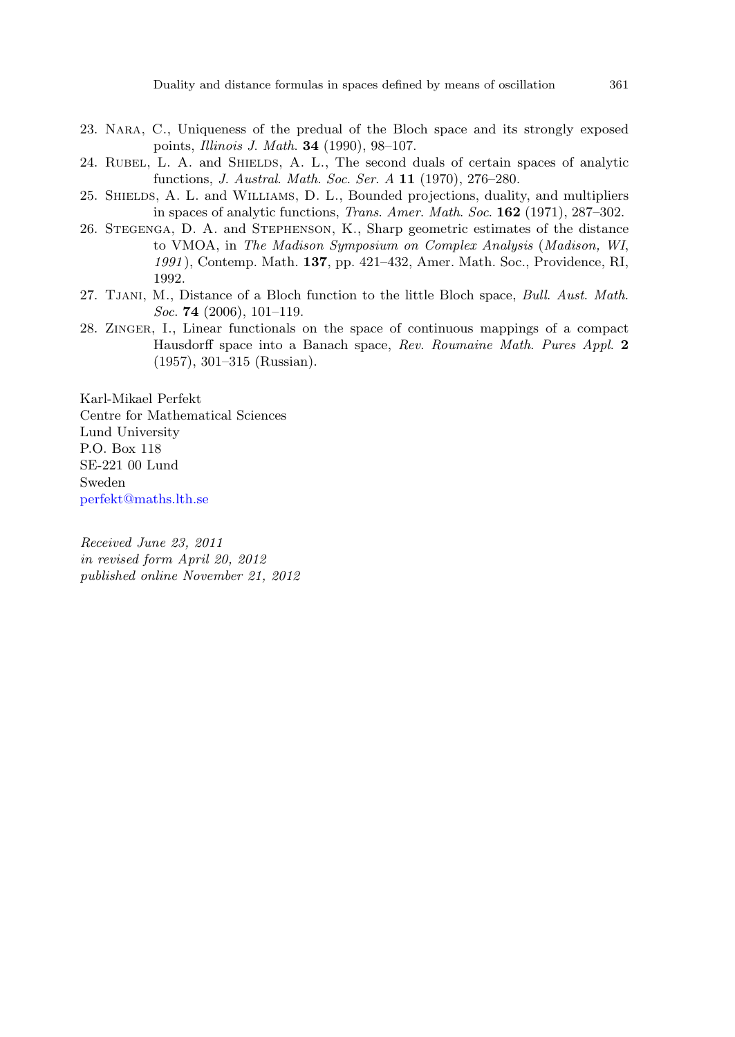23. Nara, C., Uniqueness of the predual of the Bloch space and its strongly exposed points, *Illinois J. Math.* **34** (1990), 98–107.
24. Rubel, L. A. and Shields, A. L., The second duals of certain spaces of analytic functions, *J. Austral. Math. Soc. Ser. A* **11** (1970), 276–280.
25. Shields, A. L. and Williams, D. L., Bounded projections, duality, and multipliers in spaces of analytic functions, *Trans. Amer. Math. Soc.* **162** (1971), 287–302.
26. Stegenga, D. A. and Stephenson, K., Sharp geometric estimates of the distance to VMOA, in *The Madison Symposium on Complex Analysis* (*Madison, WI, 1991*), Contemp. Math. **137**, pp. 421–432, Amer. Math. Soc., Providence, RI, 1992.
27. Tjani, M., Distance of a Bloch function to the little Bloch space, *Bull. Aust. Math. Soc.* **74** (2006), 101–119.
28. Zinger, I., Linear functionals on the space of continuous mappings of a compact Hausdorff space into a Banach space, *Rev. Roumaine Math. Pures Appl.* **2** (1957), 301–315 (Russian).

Karl-Mikael Perfekt
Centre for Mathematical Sciences
Lund University
P.O. Box 118
SE-221 00 Lund
Sweden
perfekt@maths.lth.se

*Received June 23, 2011*
*in revised form April 20, 2012*
*published online November 21, 2012*